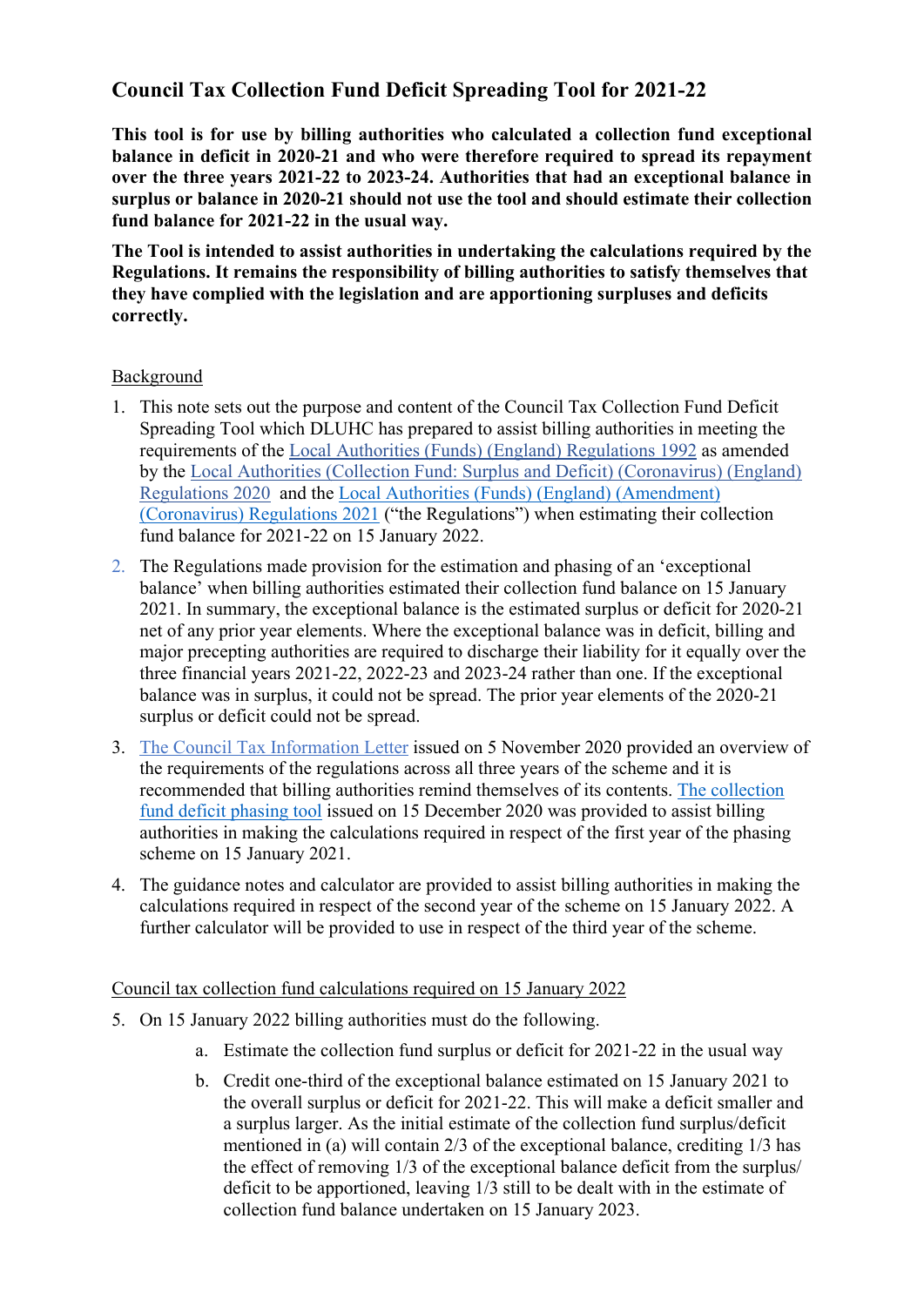# Council Tax Collection Fund Deficit Spreading Tool for 2021-22

**This tool is for use by billing authorities who calculated a collection fund exceptional balance in deficit in 2020-21 and who were therefore required to spread its repayment over the three years 2021-22 to 2023-24. Authorities that had an exceptional balance in surplus or balance in 2020-21 should not use the tool and should estimate their collection fund balance for 2021-22 in the usual way.**

**The Tool is intended to assist authorities in undertaking the calculations required by the Regulations. It remains the responsibility of billing authorities to satisfy themselves that they have complied with the legislation and are apportioning surpluses and deficits correctly.**

## Background

1. This note sets out the purpose and content of the Council Tax Collection Fund Deficit Spreading Tool which DLUHC has prepared to assist billing authorities in meeting the requirements of the Local Authorities (Funds) (England) Regulations 1992 as amended by the Local Authorities (Collection Fund: Surplus and Deficit) (Coronavirus) (England) Regulations 2020 and the Local Authorities (Funds) (England) (Amendment) (Coronavirus) Regulations 2021 ("the Regulations") when estimating their collection fund balance for 2021-22 on 15 January 2022.
2. The Regulations made provision for the estimation and phasing of an 'exceptional balance' when billing authorities estimated their collection fund balance on 15 January 2021. In summary, the exceptional balance is the estimated surplus or deficit for 2020-21 net of any prior year elements. Where the exceptional balance was in deficit, billing and major precepting authorities are required to discharge their liability for it equally over the three financial years 2021-22, 2022-23 and 2023-24 rather than one. If the exceptional balance was in surplus, it could not be spread. The prior year elements of the 2020-21 surplus or deficit could not be spread.
3. The Council Tax Information Letter issued on 5 November 2020 provided an overview of the requirements of the regulations across all three years of the scheme and it is recommended that billing authorities remind themselves of its contents. The collection fund deficit phasing tool issued on 15 December 2020 was provided to assist billing authorities in making the calculations required in respect of the first year of the phasing scheme on 15 January 2021.
4. The guidance notes and calculator are provided to assist billing authorities in making the calculations required in respect of the second year of the scheme on 15 January 2022. A further calculator will be provided to use in respect of the third year of the scheme.

## Council tax collection fund calculations required on 15 January 2022

5. On 15 January 2022 billing authorities must do the following.
    a. Estimate the collection fund surplus or deficit for 2021-22 in the usual way
    b. Credit one-third of the exceptional balance estimated on 15 January 2021 to the overall surplus or deficit for 2021-22. This will make a deficit smaller and a surplus larger. As the initial estimate of the collection fund surplus/deficit mentioned in (a) will contain 2/3 of the exceptional balance, crediting 1/3 has the effect of removing 1/3 of the exceptional balance deficit from the surplus/deficit to be apportioned, leaving 1/3 still to be dealt with in the estimate of collection fund balance undertaken on 15 January 2023.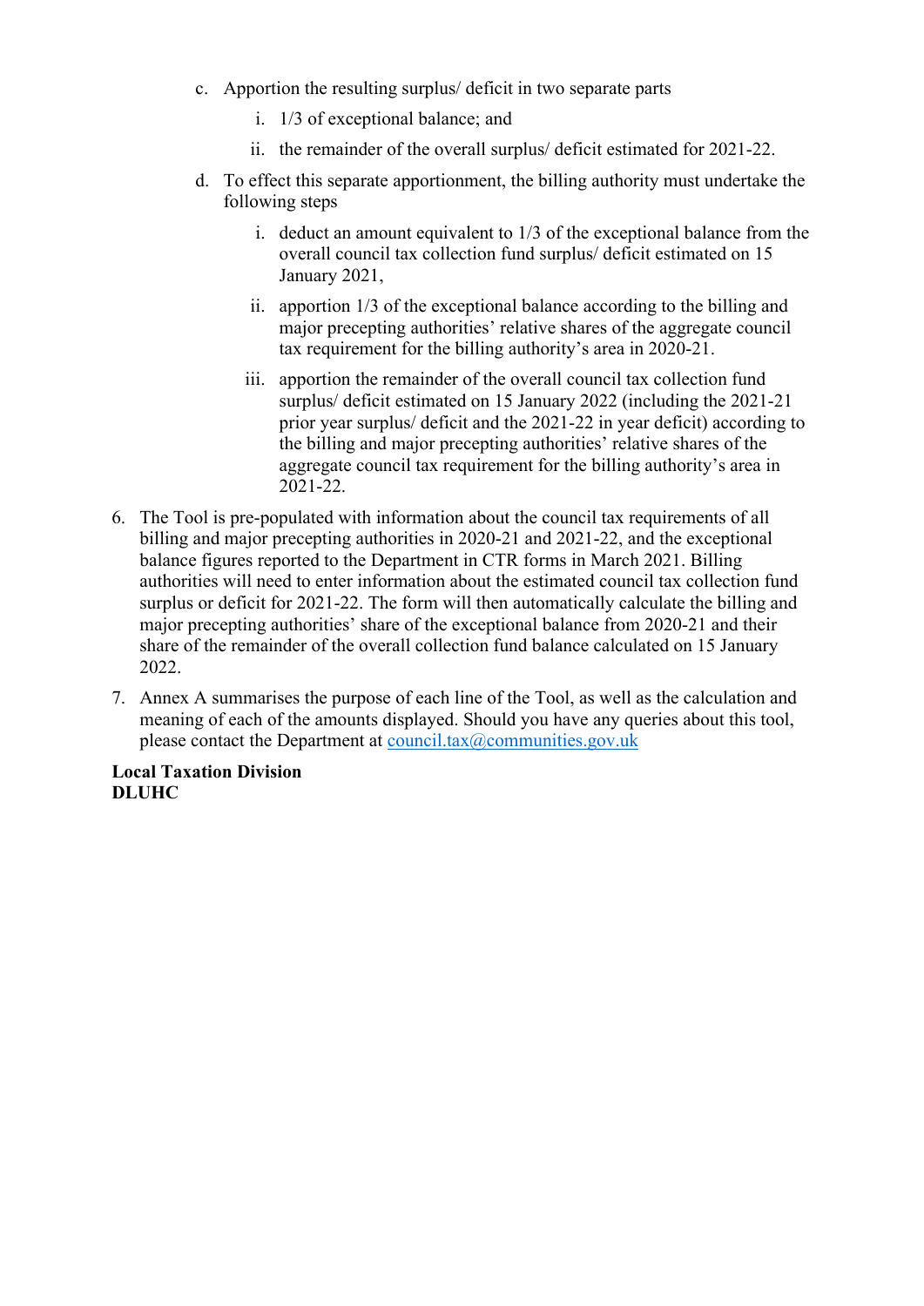c. Apportion the resulting surplus/ deficit in two separate parts

      i. 1/3 of exceptional balance; and

      ii. the remainder of the overall surplus/ deficit estimated for 2021-22.

   d. To effect this separate apportionment, the billing authority must undertake the following steps

      i. deduct an amount equivalent to 1/3 of the exceptional balance from the overall council tax collection fund surplus/ deficit estimated on 15 January 2021,

      ii. apportion 1/3 of the exceptional balance according to the billing and major precepting authorities' relative shares of the aggregate council tax requirement for the billing authority's area in 2020-21.

      iii. apportion the remainder of the overall council tax collection fund surplus/ deficit estimated on 15 January 2022 (including the 2021-21 prior year surplus/ deficit and the 2021-22 in year deficit) according to the billing and major precepting authorities' relative shares of the aggregate council tax requirement for the billing authority's area in 2021-22.

6. The Tool is pre-populated with information about the council tax requirements of all billing and major precepting authorities in 2020-21 and 2021-22, and the exceptional balance figures reported to the Department in CTR forms in March 2021. Billing authorities will need to enter information about the estimated council tax collection fund surplus or deficit for 2021-22. The form will then automatically calculate the billing and major precepting authorities' share of the exceptional balance from 2020-21 and their share of the remainder of the overall collection fund balance calculated on 15 January 2022.

7. Annex A summarises the purpose of each line of the Tool, as well as the calculation and meaning of each of the amounts displayed. Should you have any queries about this tool, please contact the Department at council.tax@communities.gov.uk

**Local Taxation Division**
**DLUHC**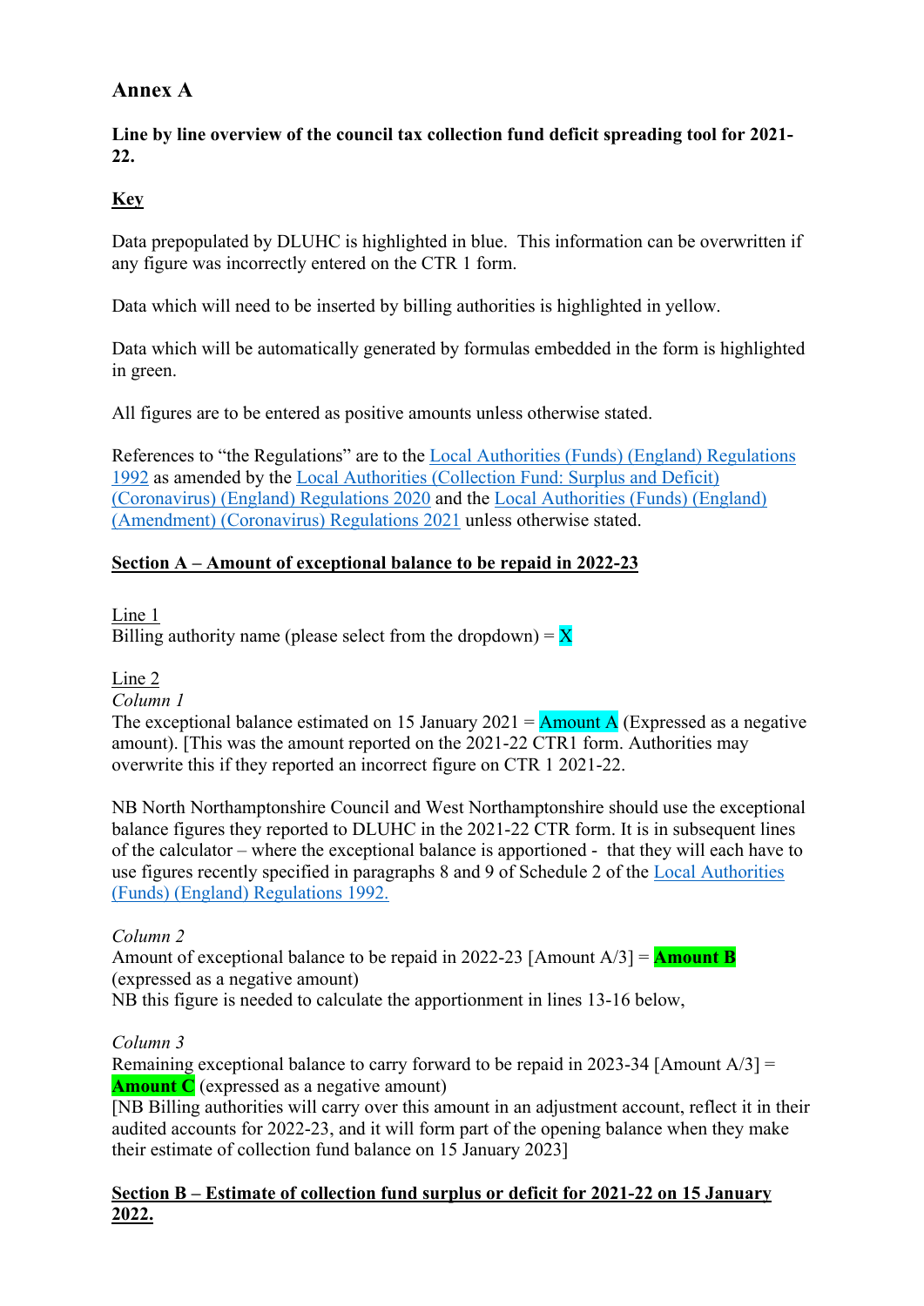## Annex A

**Line by line overview of the council tax collection fund deficit spreading tool for 2021-22.**

**Key**

Data prepopulated by DLUHC is highlighted in blue. This information can be overwritten if any figure was incorrectly entered on the CTR 1 form.

Data which will need to be inserted by billing authorities is highlighted in yellow.

Data which will be automatically generated by formulas embedded in the form is highlighted in green.

All figures are to be entered as positive amounts unless otherwise stated.

References to "the Regulations" are to the Local Authorities (Funds) (England) Regulations 1992 as amended by the Local Authorities (Collection Fund: Surplus and Deficit) (Coronavirus) (England) Regulations 2020 and the Local Authorities (Funds) (England) (Amendment) (Coronavirus) Regulations 2021 unless otherwise stated.

**Section A – Amount of exceptional balance to be repaid in 2022-23**

Line 1
Billing authority name (please select from the dropdown) = X

Line 2
*Column 1*
The exceptional balance estimated on 15 January 2021 = Amount A (Expressed as a negative amount). [This was the amount reported on the 2021-22 CTR1 form. Authorities may overwrite this if they reported an incorrect figure on CTR 1 2021-22.

NB North Northamptonshire Council and West Northamptonshire should use the exceptional balance figures they reported to DLUHC in the 2021-22 CTR form. It is in subsequent lines of the calculator – where the exceptional balance is apportioned - that they will each have to use figures recently specified in paragraphs 8 and 9 of Schedule 2 of the Local Authorities (Funds) (England) Regulations 1992.

*Column 2*
Amount of exceptional balance to be repaid in 2022-23 [Amount A/3] = **Amount B** (expressed as a negative amount)
NB this figure is needed to calculate the apportionment in lines 13-16 below,

*Column 3*
Remaining exceptional balance to carry forward to be repaid in 2023-34 [Amount A/3] = **Amount C** (expressed as a negative amount)
[NB Billing authorities will carry over this amount in an adjustment account, reflect it in their audited accounts for 2022-23, and it will form part of the opening balance when they make their estimate of collection fund balance on 15 January 2023]

**Section B – Estimate of collection fund surplus or deficit for 2021-22 on 15 January 2022.**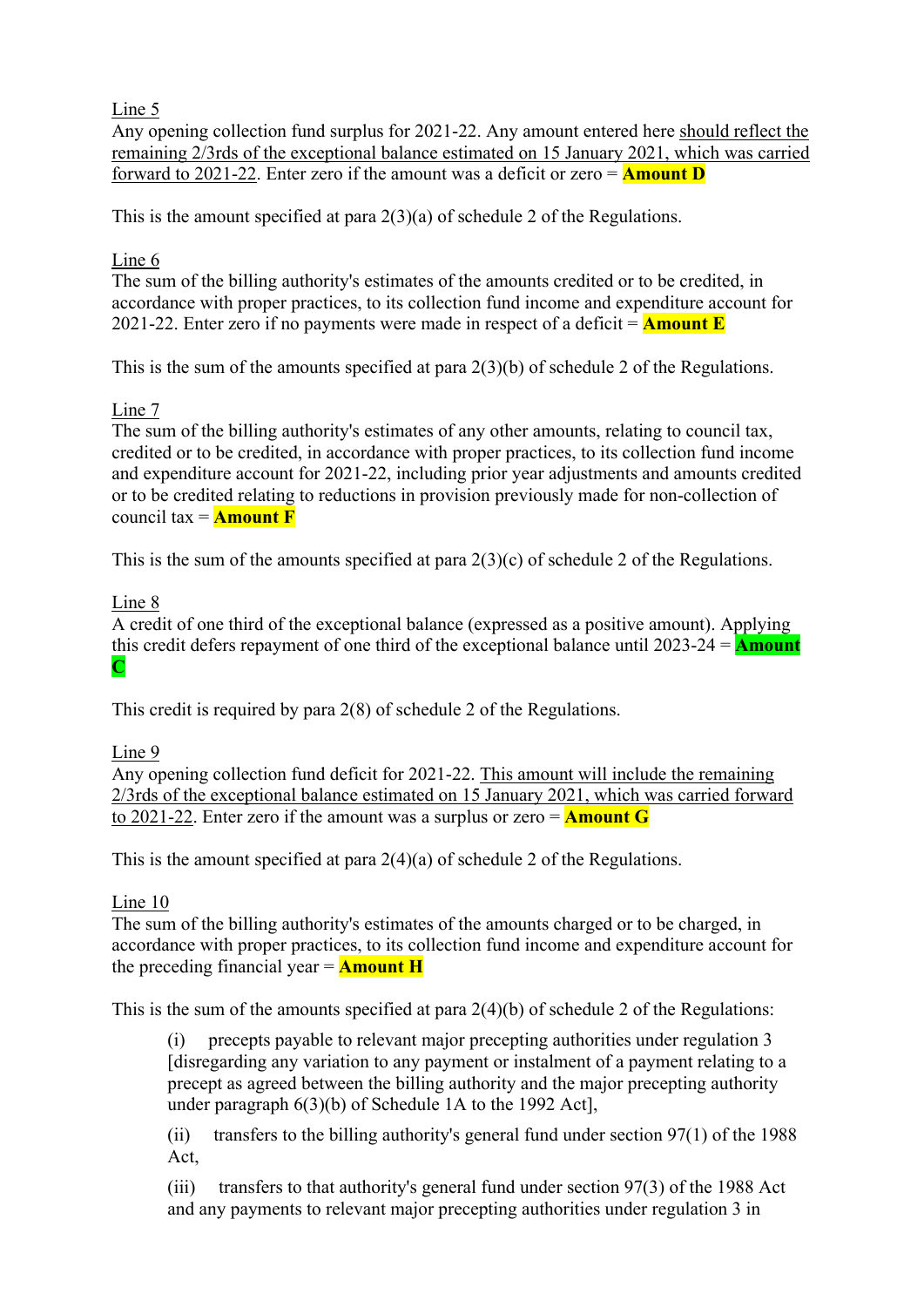Line 5
Any opening collection fund surplus for 2021-22. Any amount entered here should reflect the remaining 2/3rds of the exceptional balance estimated on 15 January 2021, which was carried forward to 2021-22. Enter zero if the amount was a deficit or zero = **Amount D**

This is the amount specified at para 2(3)(a) of schedule 2 of the Regulations.

Line 6
The sum of the billing authority's estimates of the amounts credited or to be credited, in accordance with proper practices, to its collection fund income and expenditure account for 2021-22. Enter zero if no payments were made in respect of a deficit = **Amount E**

This is the sum of the amounts specified at para 2(3)(b) of schedule 2 of the Regulations.

Line 7
The sum of the billing authority's estimates of any other amounts, relating to council tax, credited or to be credited, in accordance with proper practices, to its collection fund income and expenditure account for 2021-22, including prior year adjustments and amounts credited or to be credited relating to reductions in provision previously made for non-collection of council tax = **Amount F**

This is the sum of the amounts specified at para 2(3)(c) of schedule 2 of the Regulations.

Line 8
A credit of one third of the exceptional balance (expressed as a positive amount). Applying this credit defers repayment of one third of the exceptional balance until 2023-24 = **Amount C**

This credit is required by para 2(8) of schedule 2 of the Regulations.

Line 9
Any opening collection fund deficit for 2021-22. This amount will include the remaining 2/3rds of the exceptional balance estimated on 15 January 2021, which was carried forward to 2021-22. Enter zero if the amount was a surplus or zero = **Amount G**

This is the amount specified at para 2(4)(a) of schedule 2 of the Regulations.

Line 10
The sum of the billing authority's estimates of the amounts charged or to be charged, in accordance with proper practices, to its collection fund income and expenditure account for the preceding financial year = **Amount H**

This is the sum of the amounts specified at para 2(4)(b) of schedule 2 of the Regulations:

> (i) precepts payable to relevant major precepting authorities under regulation 3 [disregarding any variation to any payment or instalment of a payment relating to a precept as agreed between the billing authority and the major precepting authority under paragraph 6(3)(b) of Schedule 1A to the 1992 Act],
>
> (ii) transfers to the billing authority's general fund under section 97(1) of the 1988 Act,
>
> (iii) transfers to that authority's general fund under section 97(3) of the 1988 Act and any payments to relevant major precepting authorities under regulation 3 in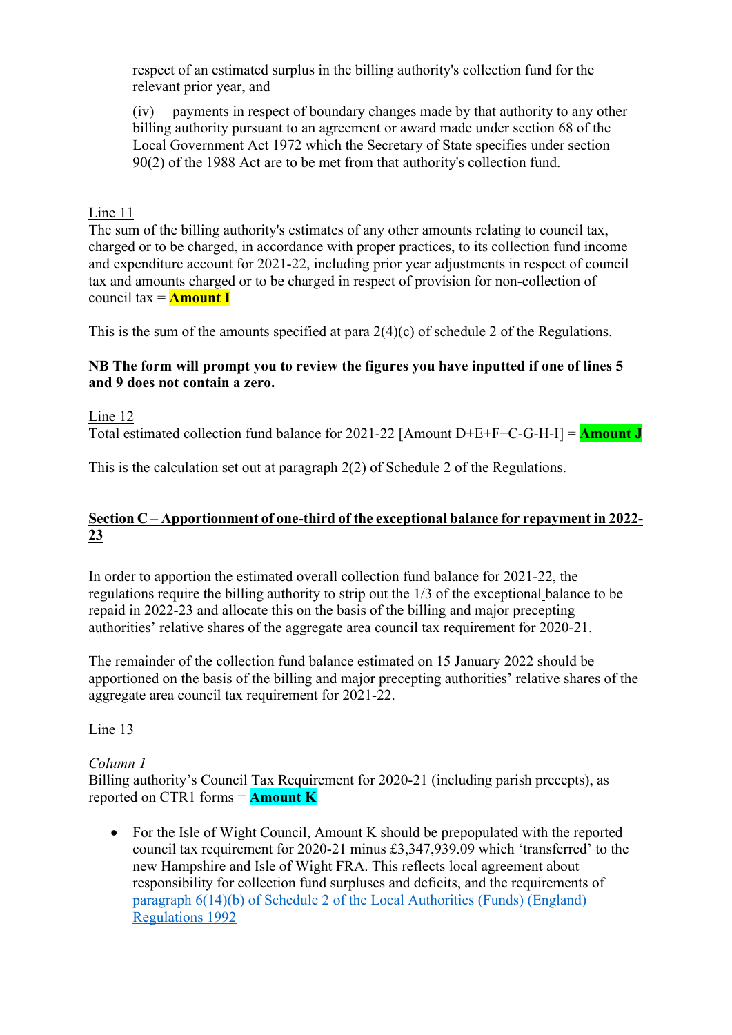respect of an estimated surplus in the billing authority's collection fund for the relevant prior year, and

(iv) payments in respect of boundary changes made by that authority to any other billing authority pursuant to an agreement or award made under section 68 of the Local Government Act 1972 which the Secretary of State specifies under section 90(2) of the 1988 Act are to be met from that authority's collection fund.

Line 11

The sum of the billing authority's estimates of any other amounts relating to council tax, charged or to be charged, in accordance with proper practices, to its collection fund income and expenditure account for 2021-22, including prior year adjustments in respect of council tax and amounts charged or to be charged in respect of provision for non-collection of council tax = **Amount I**

This is the sum of the amounts specified at para 2(4)(c) of schedule 2 of the Regulations.

**NB The form will prompt you to review the figures you have inputted if one of lines 5 and 9 does not contain a zero.**

Line 12

Total estimated collection fund balance for 2021-22 [Amount D+E+F+C-G-H-I] = **Amount J**

This is the calculation set out at paragraph 2(2) of Schedule 2 of the Regulations.

## Section C – Apportionment of one-third of the exceptional balance for repayment in 2022-23

In order to apportion the estimated overall collection fund balance for 2021-22, the regulations require the billing authority to strip out the 1/3 of the exceptional balance to be repaid in 2022-23 and allocate this on the basis of the billing and major precepting authorities' relative shares of the aggregate area council tax requirement for 2020-21.

The remainder of the collection fund balance estimated on 15 January 2022 should be apportioned on the basis of the billing and major precepting authorities' relative shares of the aggregate area council tax requirement for 2021-22.

Line 13

*Column 1*

Billing authority's Council Tax Requirement for 2020-21 (including parish precepts), as reported on CTR1 forms = **Amount K**

- For the Isle of Wight Council, Amount K should be prepopulated with the reported council tax requirement for 2020-21 minus £3,347,939.09 which 'transferred' to the new Hampshire and Isle of Wight FRA. This reflects local agreement about responsibility for collection fund surpluses and deficits, and the requirements of paragraph 6(14)(b) of Schedule 2 of the Local Authorities (Funds) (England) Regulations 1992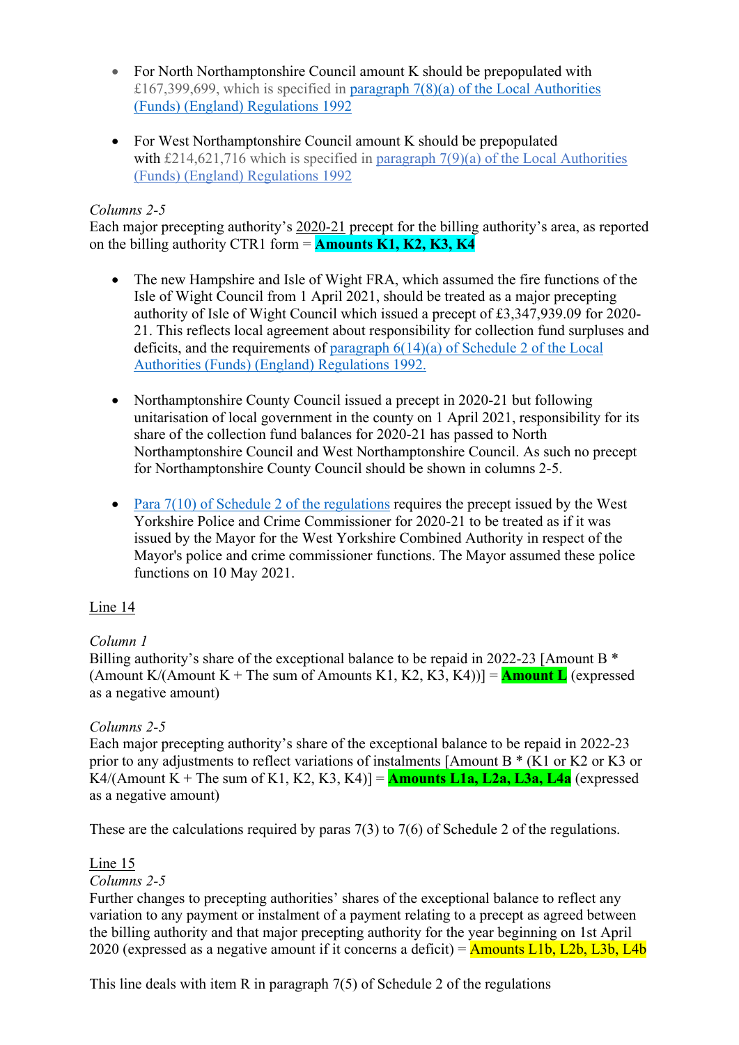- For North Northamptonshire Council amount K should be prepopulated with £167,399,699, which is specified in [paragraph 7(8)(a) of the Local Authorities (Funds) (England) Regulations 1992](#)

- For West Northamptonshire Council amount K should be prepopulated with £214,621,716 which is specified in [paragraph 7(9)(a) of the Local Authorities (Funds) (England) Regulations 1992](#)

*Columns 2-5*
Each major precepting authority's 2020-21 precept for the billing authority's area, as reported on the billing authority CTR1 form = **Amounts K1, K2, K3, K4**

- The new Hampshire and Isle of Wight FRA, which assumed the fire functions of the Isle of Wight Council from 1 April 2021, should be treated as a major precepting authority of Isle of Wight Council which issued a precept of £3,347,939.09 for 2020-21. This reflects local agreement about responsibility for collection fund surpluses and deficits, and the requirements of [paragraph 6(14)(a) of Schedule 2 of the Local Authorities (Funds) (England) Regulations 1992.](#)

- Northamptonshire County Council issued a precept in 2020-21 but following unitarisation of local government in the county on 1 April 2021, responsibility for its share of the collection fund balances for 2020-21 has passed to North Northamptonshire Council and West Northamptonshire Council. As such no precept for Northamptonshire County Council should be shown in columns 2-5.

- [Para 7(10) of Schedule 2 of the regulations](#) requires the precept issued by the West Yorkshire Police and Crime Commissioner for 2020-21 to be treated as if it was issued by the Mayor for the West Yorkshire Combined Authority in respect of the Mayor's police and crime commissioner functions. The Mayor assumed these police functions on 10 May 2021.

Line 14

*Column 1*
Billing authority's share of the exceptional balance to be repaid in 2022-23 [Amount B * (Amount K/(Amount K + The sum of Amounts K1, K2, K3, K4))] = **Amount L** (expressed as a negative amount)

*Columns 2-5*
Each major precepting authority's share of the exceptional balance to be repaid in 2022-23 prior to any adjustments to reflect variations of instalments [Amount B * (K1 or K2 or K3 or K4/(Amount K + The sum of K1, K2, K3, K4)] = **Amounts L1a, L2a, L3a, L4a** (expressed as a negative amount)

These are the calculations required by paras 7(3) to 7(6) of Schedule 2 of the regulations.

Line 15
*Columns 2-5*
Further changes to precepting authorities' shares of the exceptional balance to reflect any variation to any payment or instalment of a payment relating to a precept as agreed between the billing authority and that major precepting authority for the year beginning on 1st April 2020 (expressed as a negative amount if it concerns a deficit) = Amounts L1b, L2b, L3b, L4b

This line deals with item R in paragraph 7(5) of Schedule 2 of the regulations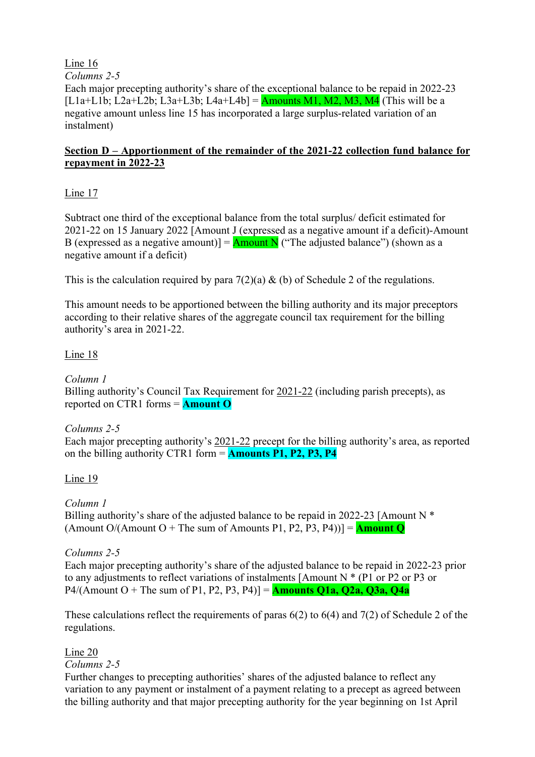Line 16

*Columns 2-5*

Each major precepting authority's share of the exceptional balance to be repaid in 2022-23 [L1a+L1b; L2a+L2b; L3a+L3b; L4a+L4b] = Amounts M1, M2, M3, M4 (This will be a negative amount unless line 15 has incorporated a large surplus-related variation of an instalment)

**Section D – Apportionment of the remainder of the 2021-22 collection fund balance for repayment in 2022-23**

Line 17

Subtract one third of the exceptional balance from the total surplus/ deficit estimated for 2021-22 on 15 January 2022 [Amount J (expressed as a negative amount if a deficit)-Amount B (expressed as a negative amount)] = Amount N ("The adjusted balance") (shown as a negative amount if a deficit)

This is the calculation required by para 7(2)(a) & (b) of Schedule 2 of the regulations.

This amount needs to be apportioned between the billing authority and its major preceptors according to their relative shares of the aggregate council tax requirement for the billing authority's area in 2021-22.

Line 18

*Column 1*

Billing authority's Council Tax Requirement for 2021-22 (including parish precepts), as reported on CTR1 forms = **Amount O**

*Columns 2-5*

Each major precepting authority's 2021-22 precept for the billing authority's area, as reported on the billing authority CTR1 form = **Amounts P1, P2, P3, P4**

Line 19

*Column 1*

Billing authority's share of the adjusted balance to be repaid in 2022-23 [Amount N * (Amount O/(Amount O + The sum of Amounts P1, P2, P3, P4))] = **Amount Q**

*Columns 2-5*

Each major precepting authority's share of the adjusted balance to be repaid in 2022-23 prior to any adjustments to reflect variations of instalments [Amount N * (P1 or P2 or P3 or P4/(Amount O + The sum of P1, P2, P3, P4)] = **Amounts Q1a, Q2a, Q3a, Q4a**

These calculations reflect the requirements of paras 6(2) to 6(4) and 7(2) of Schedule 2 of the regulations.

Line 20

*Columns 2-5*

Further changes to precepting authorities' shares of the adjusted balance to reflect any variation to any payment or instalment of a payment relating to a precept as agreed between the billing authority and that major precepting authority for the year beginning on 1st April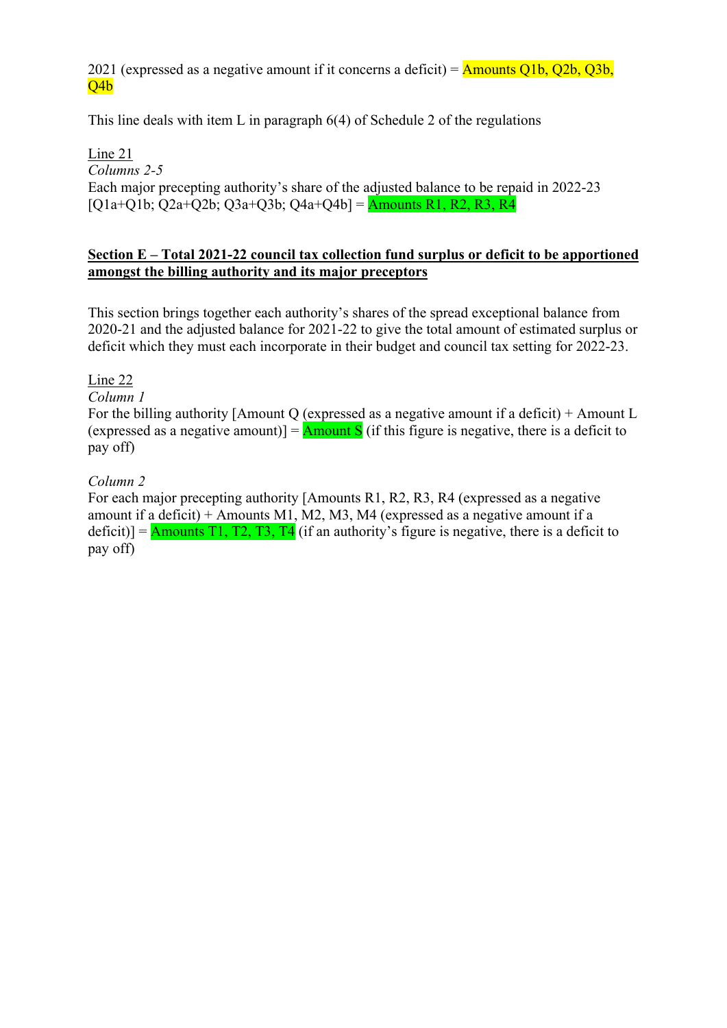2021 (expressed as a negative amount if it concerns a deficit) = Amounts Q1b, Q2b, Q3b, Q4b

This line deals with item L in paragraph 6(4) of Schedule 2 of the regulations

Line 21

*Columns 2-5*

Each major precepting authority's share of the adjusted balance to be repaid in 2022-23 [Q1a+Q1b; Q2a+Q2b; Q3a+Q3b; Q4a+Q4b] = Amounts R1, R2, R3, R4

**Section E – Total 2021-22 council tax collection fund surplus or deficit to be apportioned amongst the billing authority and its major preceptors**

This section brings together each authority's shares of the spread exceptional balance from 2020-21 and the adjusted balance for 2021-22 to give the total amount of estimated surplus or deficit which they must each incorporate in their budget and council tax setting for 2022-23.

Line 22

*Column 1*

For the billing authority [Amount Q (expressed as a negative amount if a deficit) + Amount L (expressed as a negative amount)] = Amount S (if this figure is negative, there is a deficit to pay off)

*Column 2*

For each major precepting authority [Amounts R1, R2, R3, R4 (expressed as a negative amount if a deficit) + Amounts M1, M2, M3, M4 (expressed as a negative amount if a deficit)] = Amounts T1, T2, T3, T4 (if an authority's figure is negative, there is a deficit to pay off)